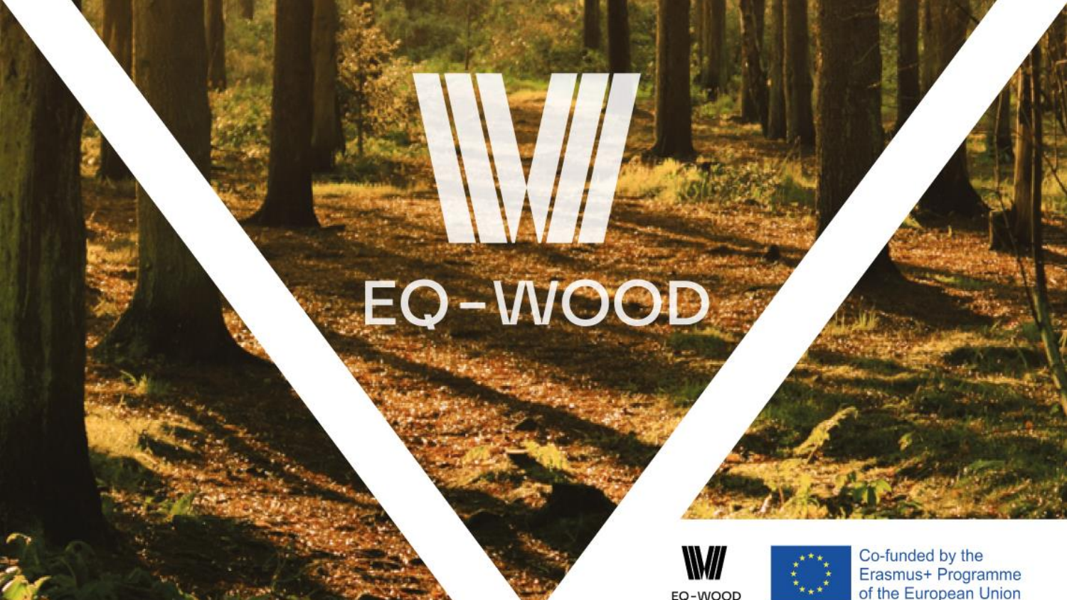# EQ-WOOD

EQ-WOOD

Co-funded by the Erasmus+ Programme of the European Union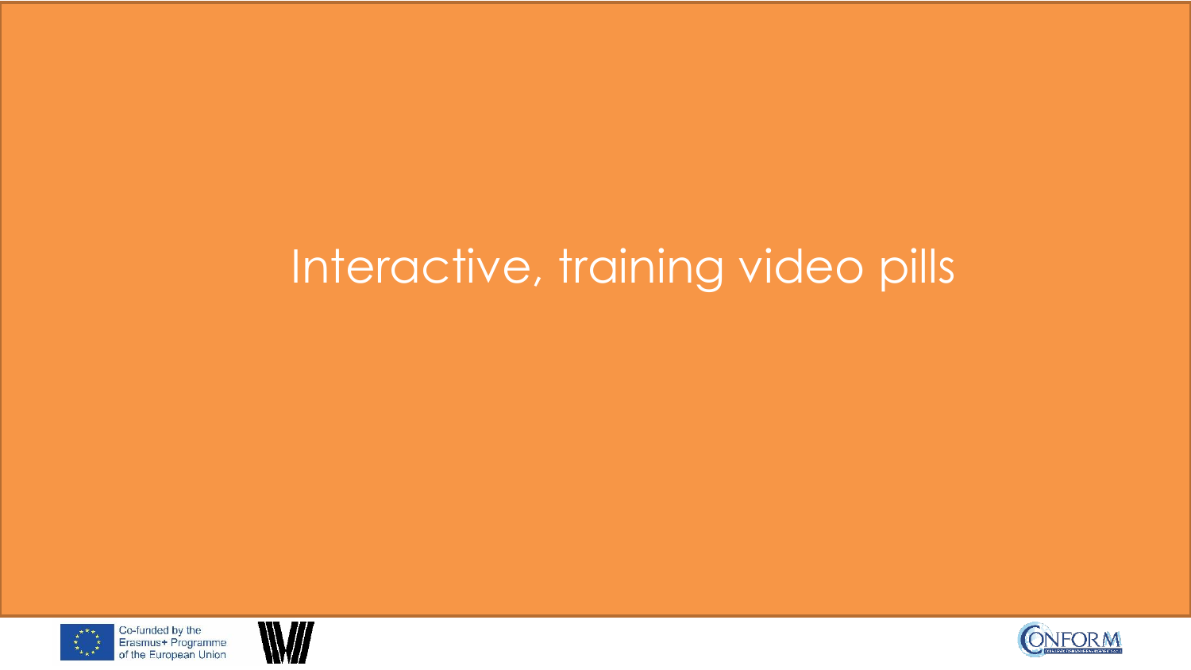# Interactive, training video pills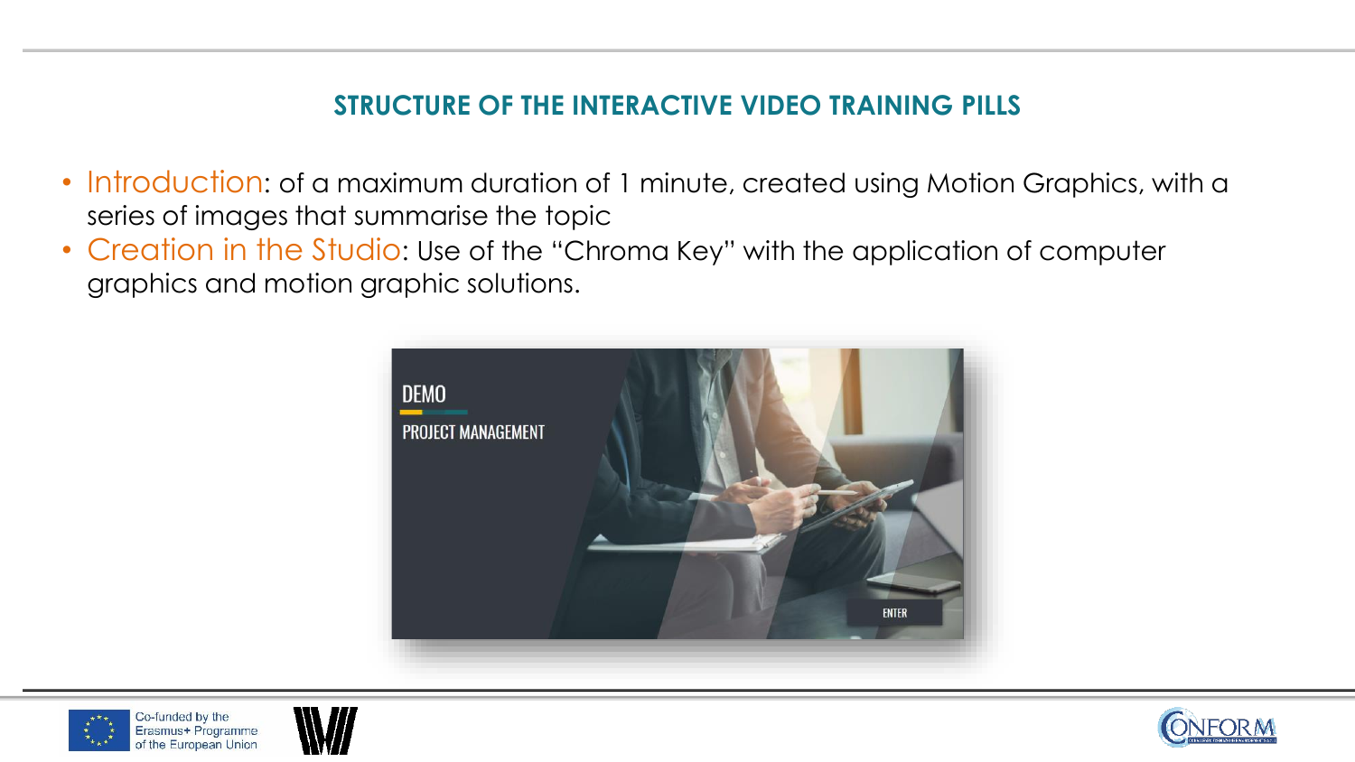## STRUCTURE OF THE INTERACTIVE VIDEO TRAINING PILLS

- Introduction: of a maximum duration of 1 minute, created using Motion Graphics, with a series of images that summarise the topic
- Creation in the Studio: Use of the "Chroma Key" with the application of computer graphics and motion graphic solutions.

DEMO

PROJECT MANAGEMENT

ENTER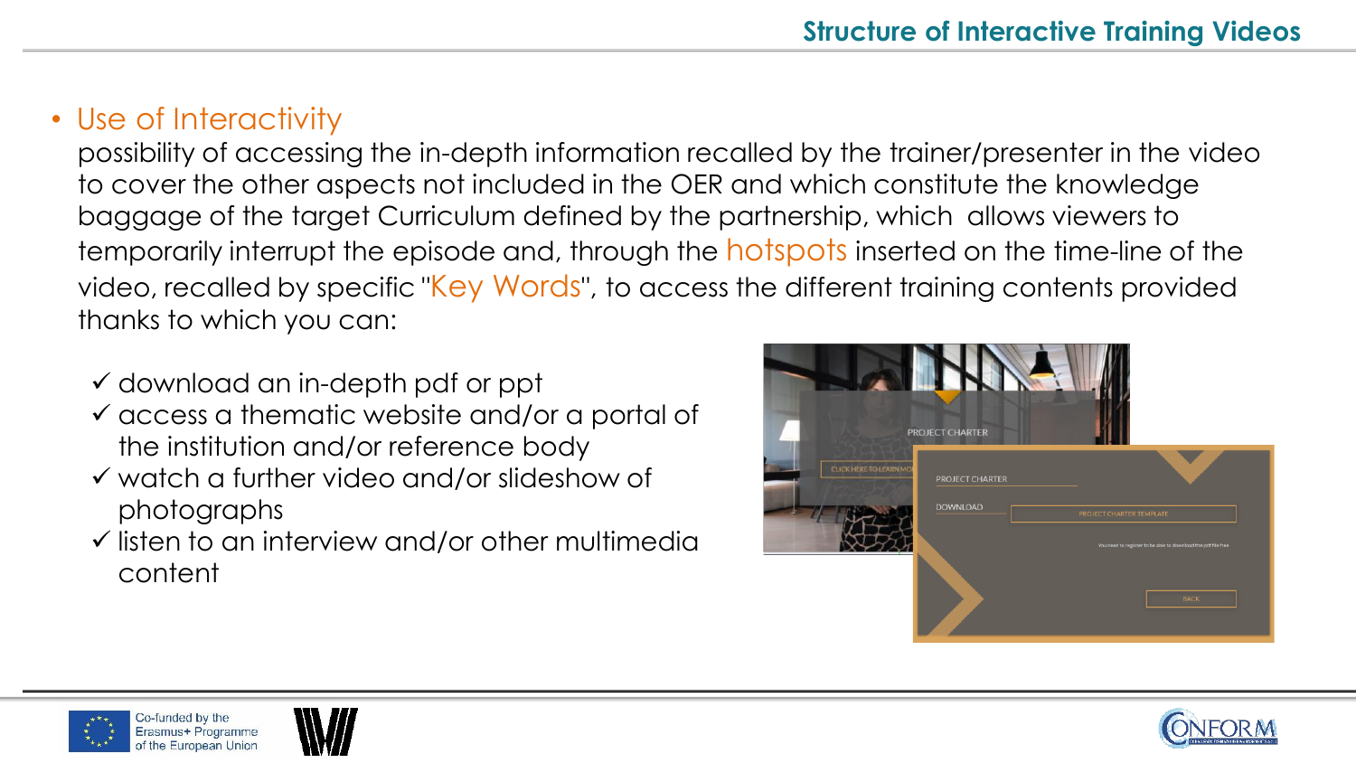## Structure of Interactive Training Videos

- Use of Interactivity

possibility of accessing the in-depth information recalled by the trainer/presenter in the video to cover the other aspects not included in the OER and which constitute the knowledge baggage of the target Curriculum defined by the partnership, which allows viewers to temporarily interrupt the episode and, through the hotspots inserted on the time-line of the video, recalled by specific "Key Words", to access the different training contents provided thanks to which you can:

- ✓ download an in-depth pdf or ppt
- ✓ access a thematic website and/or a portal of the institution and/or reference body
- ✓ watch a further video and/or slideshow of photographs
- ✓ listen to an interview and/or other multimedia content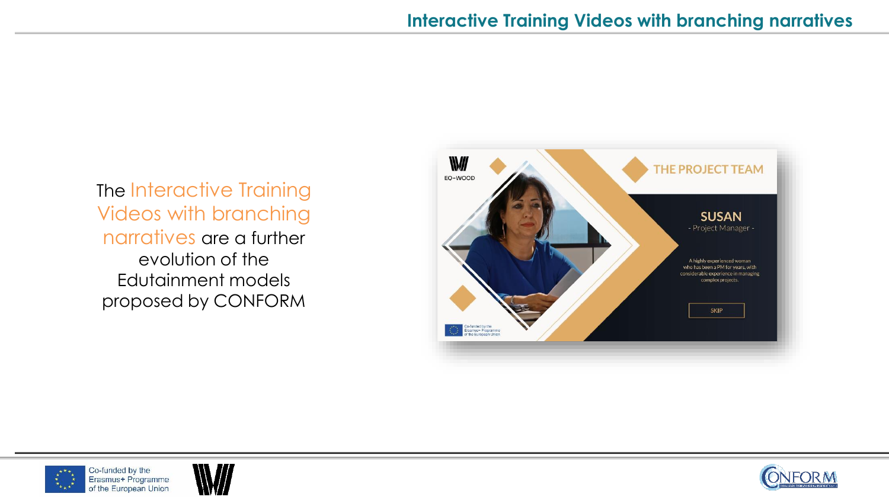## Interactive Training Videos with branching narratives

The Interactive Training Videos with branching narratives are a further evolution of the Edutainment models proposed by CONFORM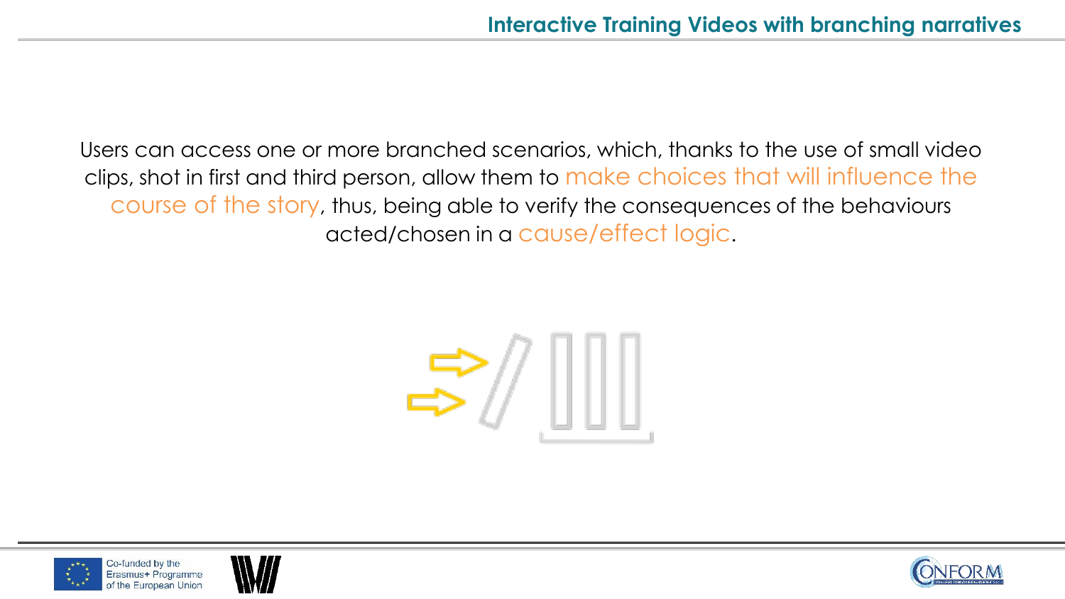## Interactive Training Videos with branching narratives

Users can access one or more branched scenarios, which, thanks to the use of small video clips, shot in first and third person, allow them to make choices that will influence the course of the story, thus, being able to verify the consequences of the behaviours acted/chosen in a cause/effect logic.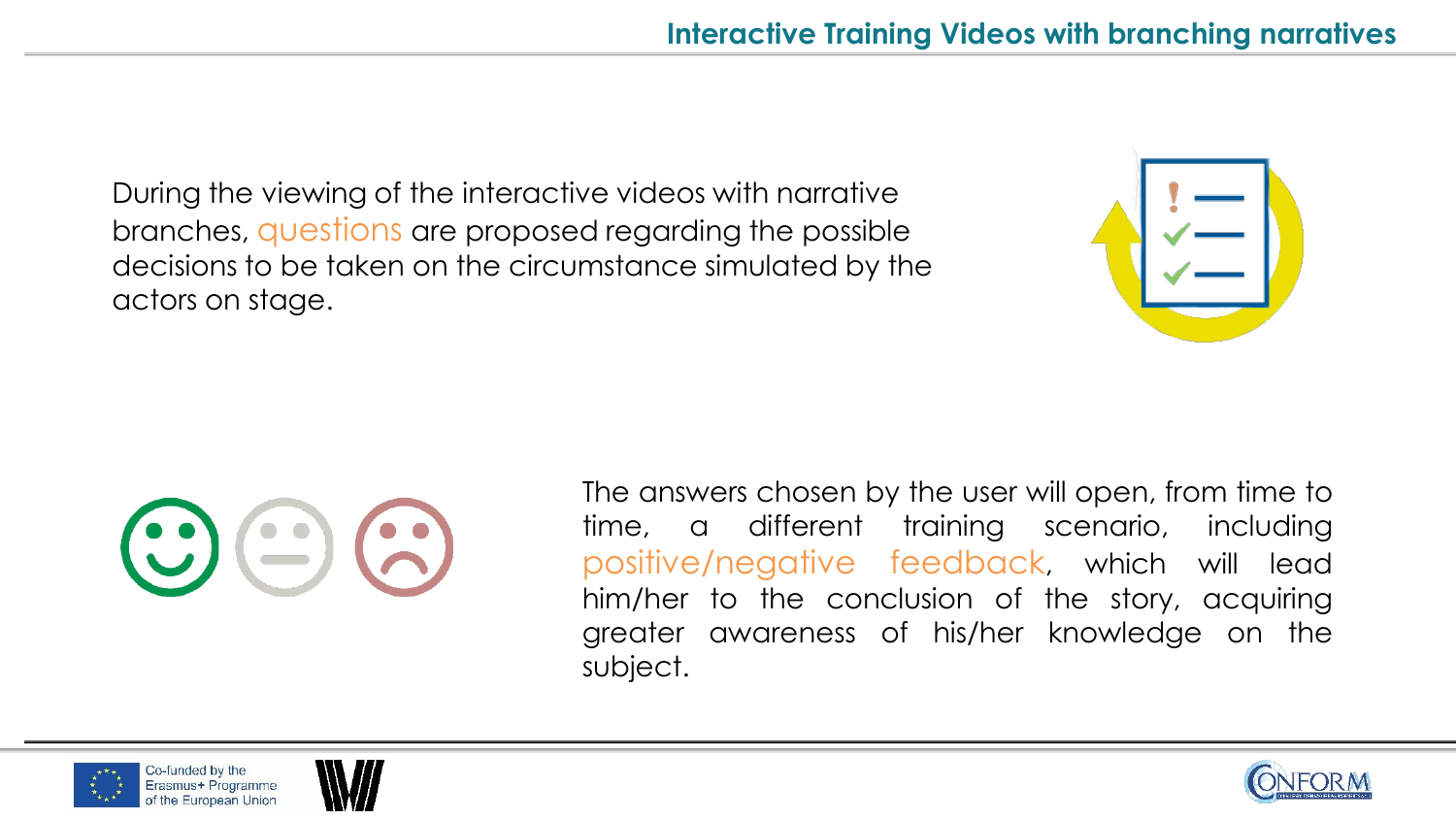# Interactive Training Videos with branching narratives

During the viewing of the interactive videos with narrative branches, questions are proposed regarding the possible decisions to be taken on the circumstance simulated by the actors on stage.

The answers chosen by the user will open, from time to time, a different training scenario, including positive/negative feedback, which will lead him/her to the conclusion of the story, acquiring greater awareness of his/her knowledge on the subject.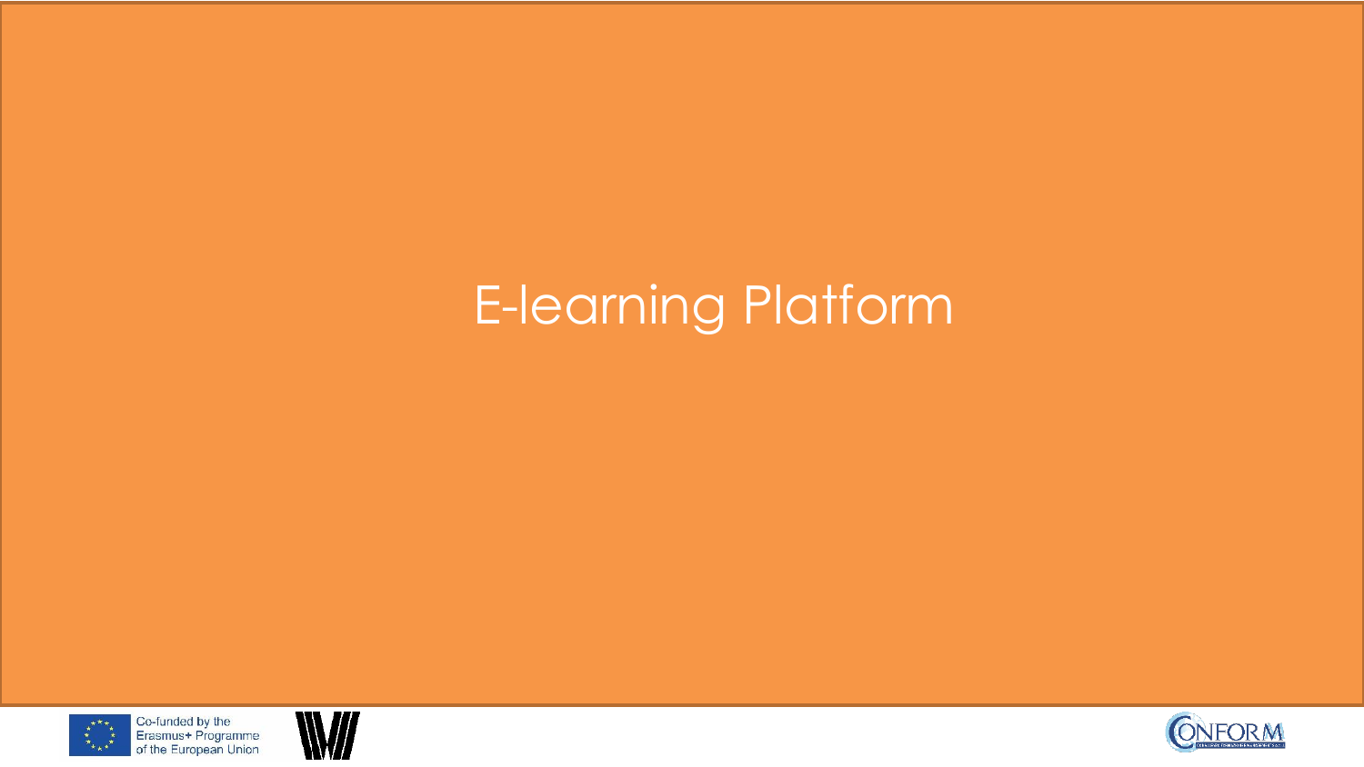# E-learning Platform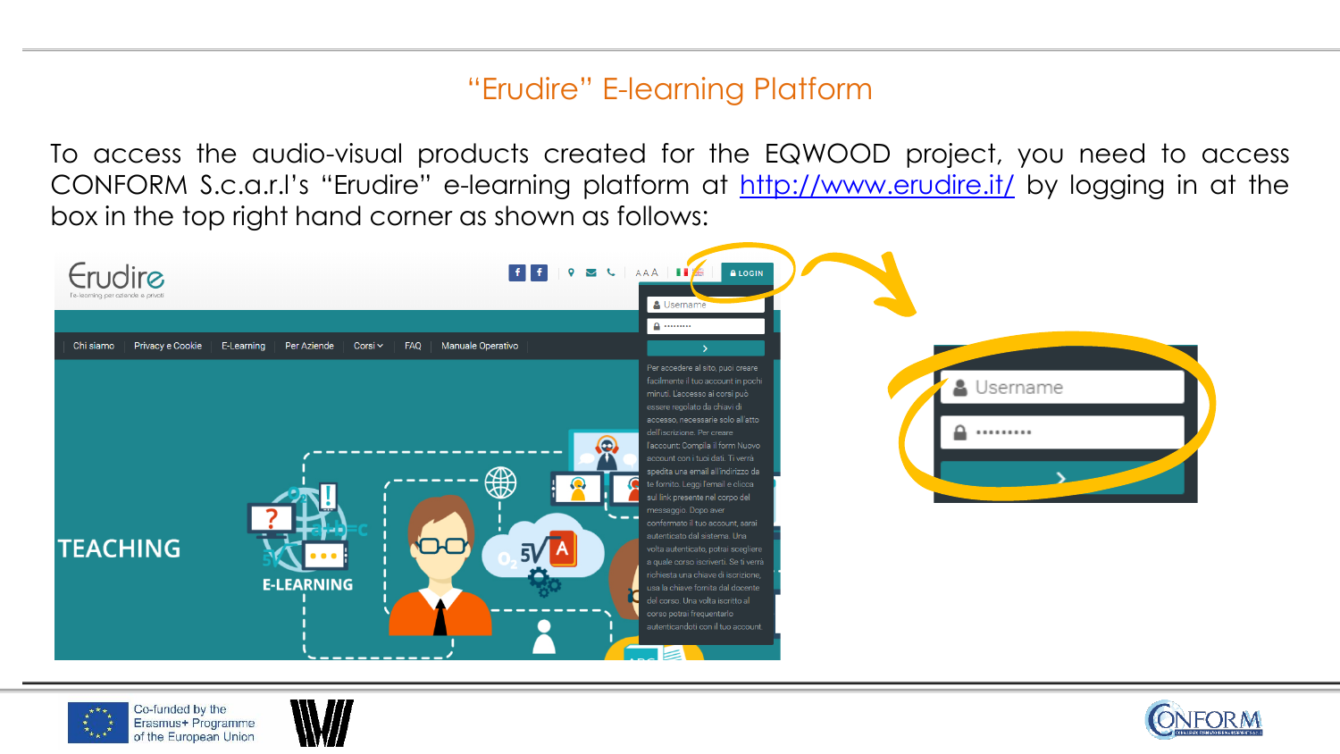# “Erudire” E-learning Platform

To access the audio-visual products created for the EQWOOD project, you need to access CONFORM S.c.a.r.l’s “Erudire” e-learning platform at http://www.erudire.it/ by logging in at the box in the top right hand corner as shown as follows: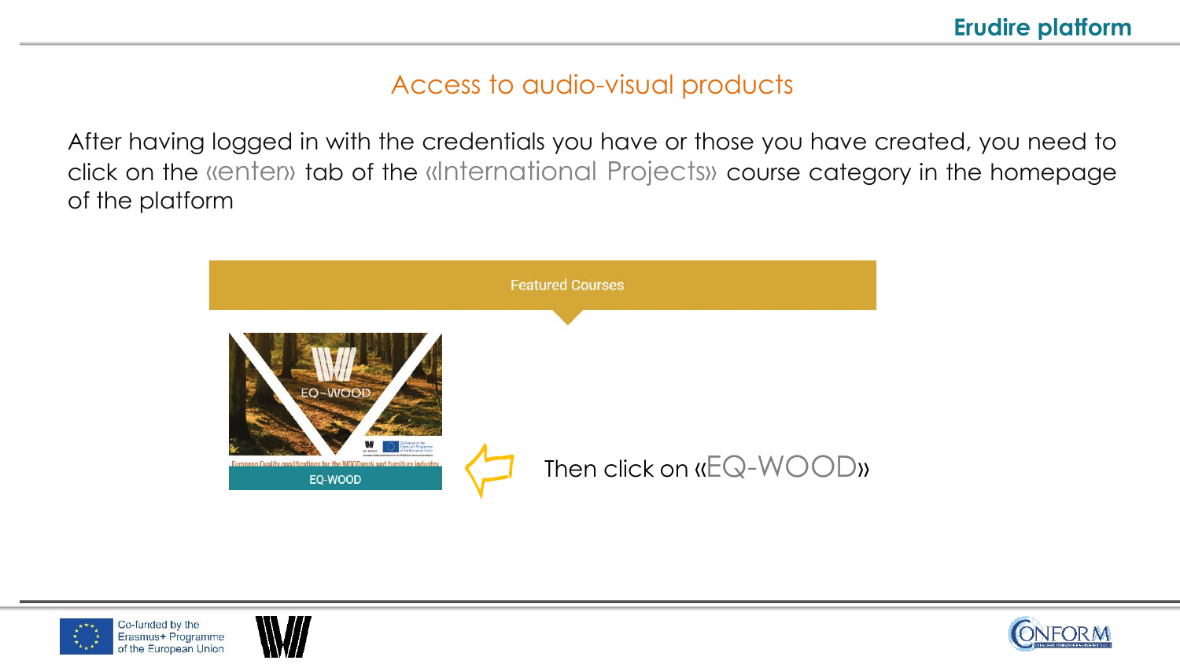## Access to audio-visual products

After having logged in with the credentials you have or those you have created, you need to click on the «enter» tab of the «International Projects» course category in the homepage of the platform

Featured Courses

EQ-WOOD

Then click on «EQ-WOOD»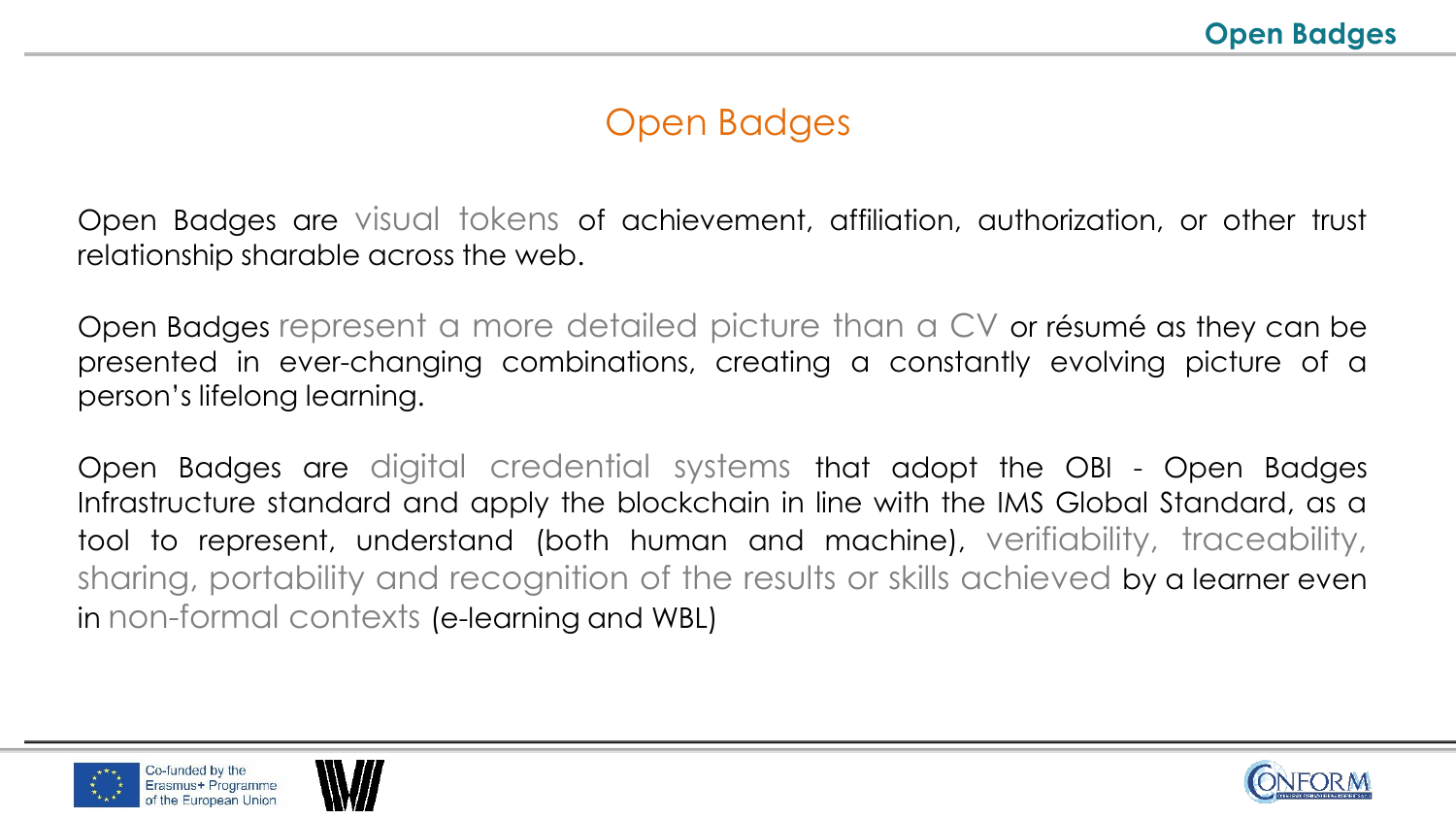# Open Badges

Open Badges are visual tokens of achievement, affiliation, authorization, or other trust relationship sharable across the web.

Open Badges represent a more detailed picture than a CV or résumé as they can be presented in ever-changing combinations, creating a constantly evolving picture of a person's lifelong learning.

Open Badges are digital credential systems that adopt the OBI - Open Badges Infrastructure standard and apply the blockchain in line with the IMS Global Standard, as a tool to represent, understand (both human and machine), verifiability, traceability, sharing, portability and recognition of the results or skills achieved by a learner even in non-formal contexts (e-learning and WBL)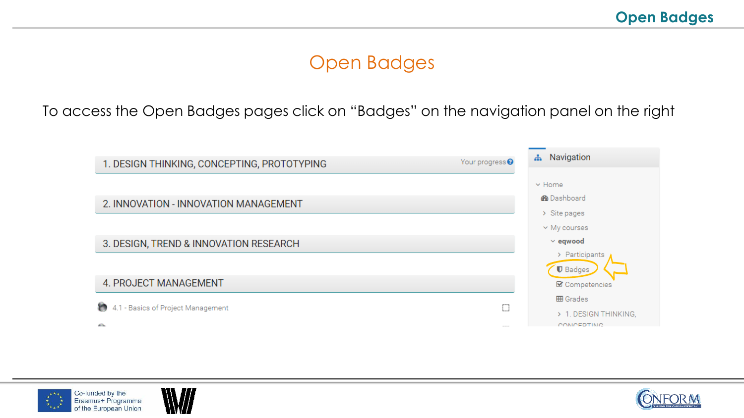# Open Badges

To access the Open Badges pages click on "Badges" on the navigation panel on the right

1. DESIGN THINKING, CONCEPTING, PROTOTYPING — Your progress

2. INNOVATION - INNOVATION MANAGEMENT

3. DESIGN, TREND & INNOVATION RESEARCH

4. PROJECT MANAGEMENT

4.1 - Basics of Project Management

**Navigation**

- Home
  - Dashboard
  - Site pages
  - My courses
    - eqwood
      - Participants
      - Badges
      - Competencies
      - Grades
      - 1. DESIGN THINKING, CONCEPTING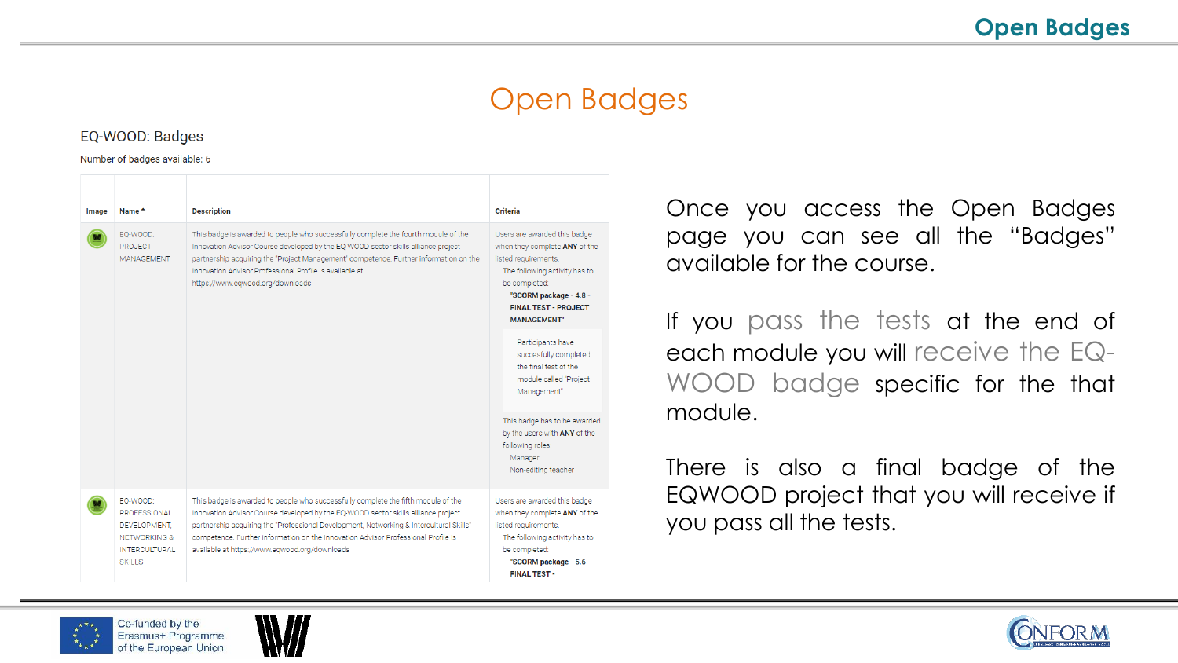# Open Badges

## EQ-WOOD: Badges

Number of badges available: 6

| Image | Name ^ | Description | Criteria |
|---|---|---|---|
| | EQ-WOOD: PROJECT MANAGEMENT | This badge is awarded to people who successfully complete the fourth module of the Innovation Advisor Course developed by the EQ-WOOD sector skills alliance project partnership acquiring the "Project Management" competence. Further information on the Innovation Advisor Professional Profile is available at https://www.eqwood.org/downloads | Users are awarded this badge when they complete **ANY** of the listed requirements. The following activity has to be completed: **"SCORM package - 4.8 - FINAL TEST - PROJECT MANAGEMENT"** Participants have successfully completed the final test of the module called "Project Management". This badge has to be awarded by the users with **ANY** of the following roles: Manager, Non-editing teacher |
| | EQ-WOOD: PROFESSIONAL DEVELOPMENT, NETWORKING & INTERCULTURAL SKILLS | This badge is awarded to people who successfully complete the fifth module of the Innovation Advisor Course developed by the EQ-WOOD sector skills alliance project partnership acquiring the "Professional Development, Networking & Intercultural Skills" competence. Further information on the Innovation Advisor Professional Profile is available at https://www.eqwood.org/downloads | Users are awarded this badge when they complete **ANY** of the listed requirements. The following activity has to be completed: **"SCORM package - 5.6 - FINAL TEST -** |

Once you access the Open Badges page you can see all the "Badges" available for the course.

If you pass the tests at the end of each module you will receive the EQ-WOOD badge specific for the that module.

There is also a final badge of the EQWOOD project that you will receive if you pass all the tests.

Co-funded by the Erasmus+ Programme of the European Union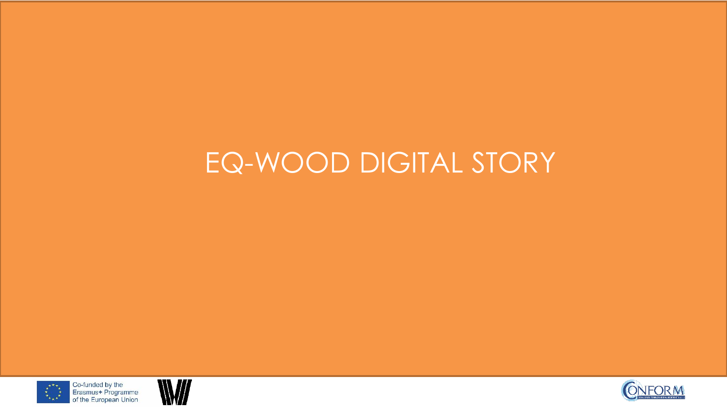# EQ-WOOD DIGITAL STORY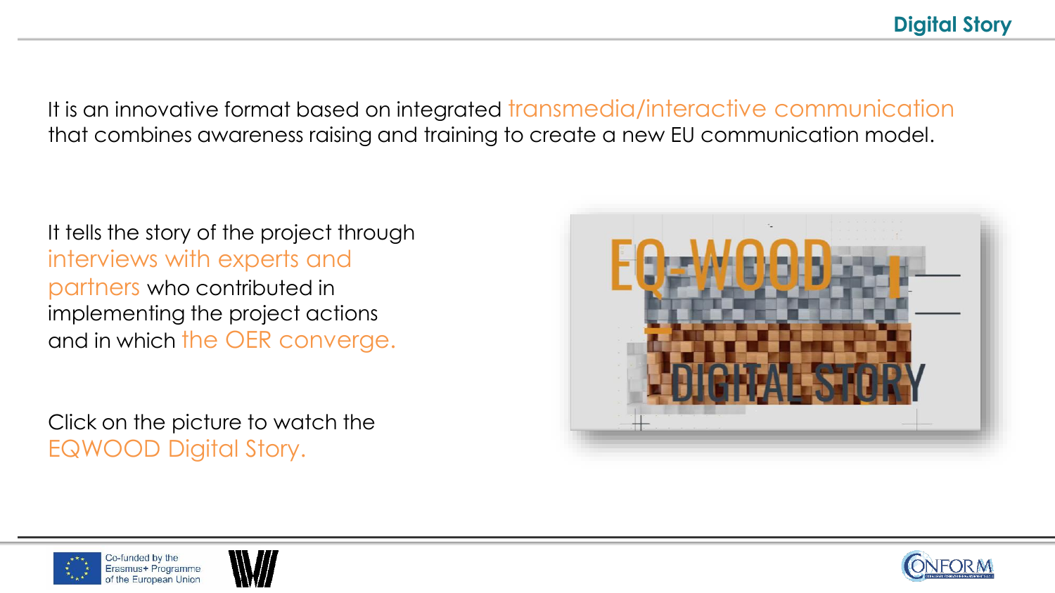## Digital Story

It is an innovative format based on integrated transmedia/interactive communication that combines awareness raising and training to create a new EU communication model.

It tells the story of the project through interviews with experts and partners who contributed in implementing the project actions and in which the OER converge.

Click on the picture to watch the EQWOOD Digital Story.